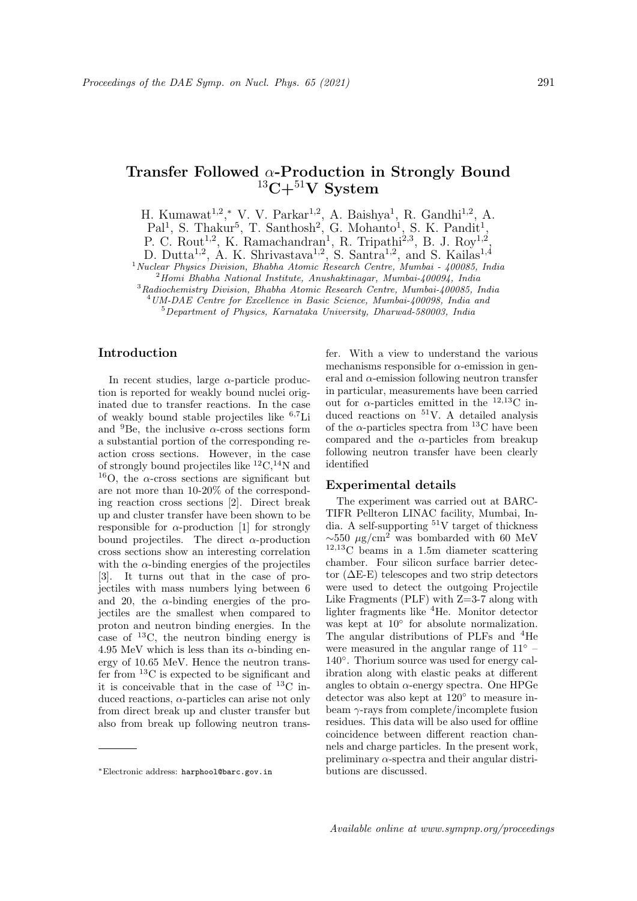# Transfer Followed $\alpha$-Production in Strongly Bound $^{13}$C+$^{51}$V System

H. Kumawat[1,2,*] V. V. Parkar[1,2], A. Baishya[1], R. Gandhi[1,2], A. Pal[1], S. Thakur[5], T. Santhosh[2], G. Mohanto[1], S. K. Pandit[1], P. C. Rout[1,2], K. Ramachandran[1], R. Tripathi[2,3], B. J. Roy[1,2], D. Dutta[1,2], A. K. Shrivastava[1,2], S. Santra[1,2], and S. Kailas[1,4]

[1]*Nuclear Physics Division, Bhabha Atomic Research Centre, Mumbai - 400085, India*
[2]*Homi Bhabha National Institute, Anushaktinagar, Mumbai-400094, India*
[3]*Radiochemistry Division, Bhabha Atomic Research Centre, Mumbai-400085, India*
[4]*UM-DAE Centre for Excellence in Basic Science, Mumbai-400098, India and*
[5]*Department of Physics, Karnataka University, Dharwad-580003, India*

## Introduction

In recent studies, large $\alpha$-particle production is reported for weakly bound nuclei originated due to transfer reactions. In the case of weakly bound stable projectiles like $^{6,7}$Li and $^{9}$Be, the inclusive $\alpha$-cross sections form a substantial portion of the corresponding reaction cross sections. However, in the case of strongly bound projectiles like $^{12}$C,$^{14}$N and $^{16}$O, the $\alpha$-cross sections are significant but are not more than 10-20% of the corresponding reaction cross sections [2]. Direct break up and cluster transfer have been shown to be responsible for $\alpha$-production [1] for strongly bound projectiles. The direct $\alpha$-production cross sections show an interesting correlation with the $\alpha$-binding energies of the projectiles [3]. It turns out that in the case of projectiles with mass numbers lying between 6 and 20, the $\alpha$-binding energies of the projectiles are the smallest when compared to proton and neutron binding energies. In the case of $^{13}$C, the neutron binding energy is 4.95 MeV which is less than its $\alpha$-binding energy of 10.65 MeV. Hence the neutron transfer from $^{13}$C is expected to be significant and it is conceivable that in the case of $^{13}$C induced reactions, $\alpha$-particles can arise not only from direct break up and cluster transfer but also from break up following neutron transfer. With a view to understand the various mechanisms responsible for $\alpha$-emission in general and $\alpha$-emission following neutron transfer in particular, measurements have been carried out for $\alpha$-particles emitted in the $^{12,13}$C induced reactions on $^{51}$V. A detailed analysis of the $\alpha$-particles spectra from $^{13}$C have been compared and the $\alpha$-particles from breakup following neutron transfer have been clearly identified

## Experimental details

The experiment was carried out at BARC-TIFR Pellteron LINAC facility, Mumbai, India. A self-supporting $^{51}$V target of thickness $\sim$550 $\mu$g/cm$^2$ was bombarded with 60 MeV $^{12,13}$C beams in a 1.5m diameter scattering chamber. Four silicon surface barrier detector ($\Delta$E-E) telescopes and two strip detectors were used to detect the outgoing Projectile Like Fragments (PLF) with Z=3-7 along with lighter fragments like $^{4}$He. Monitor detector was kept at 10° for absolute normalization. The angular distributions of PLFs and $^{4}$He were measured in the angular range of 11° – 140°. Thorium source was used for energy calibration along with elastic peaks at different angles to obtain $\alpha$-energy spectra. One HPGe detector was also kept at 120° to measure in-beam $\gamma$-rays from complete/incomplete fusion residues. This data will be also used for offline coincidence between different reaction channels and charge particles. In the present work, preliminary $\alpha$-spectra and their angular distributions are discussed.

*Electronic address: harphool@barc.gov.in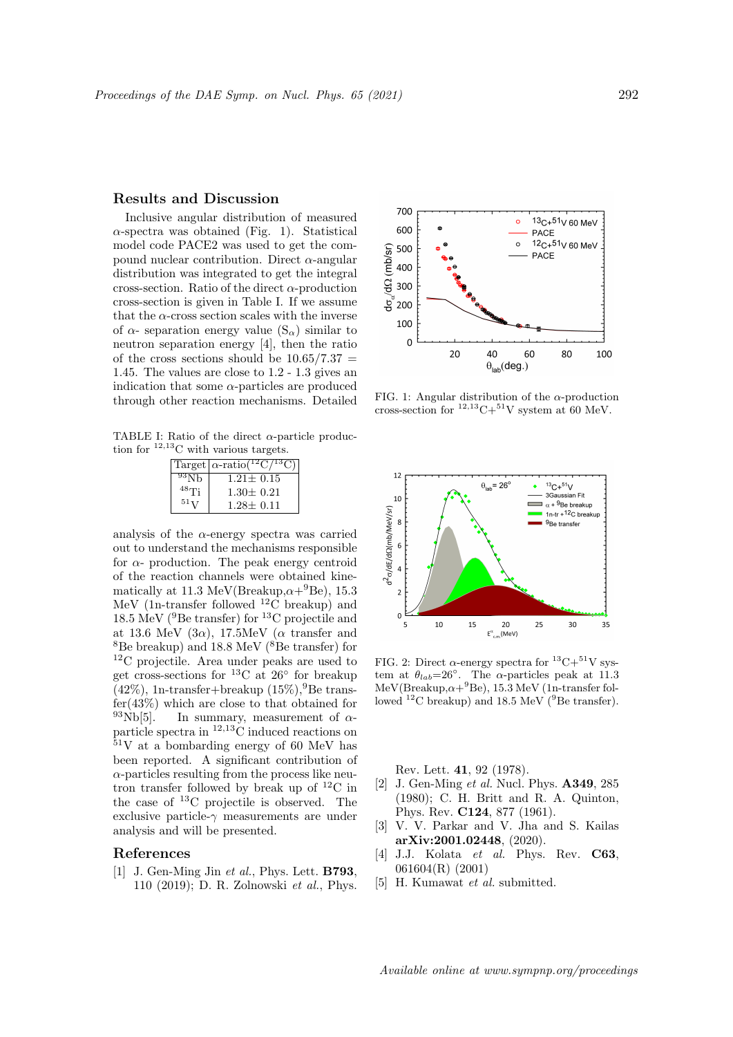## Results and Discussion

Inclusive angular distribution of measured $\alpha$-spectra was obtained (Fig. 1). Statistical model code PACE2 was used to get the compound nuclear contribution. Direct $\alpha$-angular distribution was integrated to get the integral cross-section. Ratio of the direct $\alpha$-production cross-section is given in Table I. If we assume that the $\alpha$-cross section scales with the inverse of $\alpha$- separation energy value ($S_\alpha$) similar to neutron separation energy [4], then the ratio of the cross sections should be $10.65/7.37 = 1.45$. The values are close to 1.2 - 1.3 gives an indication that some $\alpha$-particles are produced through other reaction mechanisms. Detailed analysis of the $\alpha$-energy spectra was carried out to understand the mechanisms responsible for $\alpha$- production. The peak energy centroid of the reaction channels were obtained kinematically at 11.3 MeV(Breakup,$\alpha$+$^9$Be), 15.3 MeV (1n-transfer followed $^{12}$C breakup) and 18.5 MeV ($^9$Be transfer) for $^{13}$C projectile and at 13.6 MeV (3$\alpha$), 17.5MeV ($\alpha$ transfer and $^8$Be breakup) and 18.8 MeV ($^8$Be transfer) for $^{12}$C projectile. Area under peaks are used to get cross-sections for $^{13}$C at 26° for breakup (42%), 1n-transfer+breakup (15%),$^9$Be transfer(43%) which are close to that obtained for $^{93}$Nb[5]. In summary, measurement of $\alpha$-particle spectra in $^{12,13}$C induced reactions on $^{51}$V at a bombarding energy of 60 MeV has been reported. A significant contribution of $\alpha$-particles resulting from the process like neutron transfer followed by break up of $^{12}$C in the case of $^{13}$C projectile is observed. The exclusive particle-$\gamma$ measurements are under analysis and will be presented.

TABLE I: Ratio of the direct $\alpha$-particle production for $^{12,13}$C with various targets.

| Target | $\alpha$-ratio($^{12}$C/$^{13}$C) |
|---|---|
| $^{93}$Nb | 1.21± 0.15 |
| $^{48}$Ti | 1.30± 0.21 |
| $^{51}$V | 1.28± 0.11 |

700
600
500
400
300
200
100
0
20 40 60 80 100
$d\sigma_\alpha/d\Omega$ (mb/sr)
$\theta_{lab}$(deg.)
13C+51V 60 MeV
PACE
12C+51V 60 MeV
PACE

FIG. 1: Angular distribution of the $\alpha$-production cross-section for $^{12,13}$C+$^{51}$V system at 60 MeV.

12
10
8
6
4
2
0
5 10 15 20 25 30 35
$d^2\sigma/dE/d\Omega$(mb/MeV/sr)
$E^\alpha_{c.m.}$(MeV)
$\theta_{lab}$ = 26°
13C+51V
3Gaussian Fit
$\alpha$ + 9Be breakup
1n-tr +12C breakup
9Be transfer

FIG. 2: Direct $\alpha$-energy spectra for $^{13}$C+$^{51}$V system at $\theta_{lab}$=26°. The $\alpha$-particles peak at 11.3 MeV(Breakup,$\alpha$+$^9$Be), 15.3 MeV (1n-transfer followed $^{12}$C breakup) and 18.5 MeV ($^9$Be transfer).

## References

[1] J. Gen-Ming Jin *et al.*, Phys. Lett. **B793**, 110 (2019); D. R. Zolnowski *et al.*, Phys. Rev. Lett. **41**, 92 (1978).

[2] J. Gen-Ming *et al.* Nucl. Phys. **A349**, 285 (1980); C. H. Britt and R. A. Quinton, Phys. Rev. **C124**, 877 (1961).

[3] V. V. Parkar and V. Jha and S. Kailas **arXiv:2001.02448**, (2020).

[4] J.J. Kolata *et al.* Phys. Rev. **C63**, 061604(R) (2001)

[5] H. Kumawat *et al.* submitted.